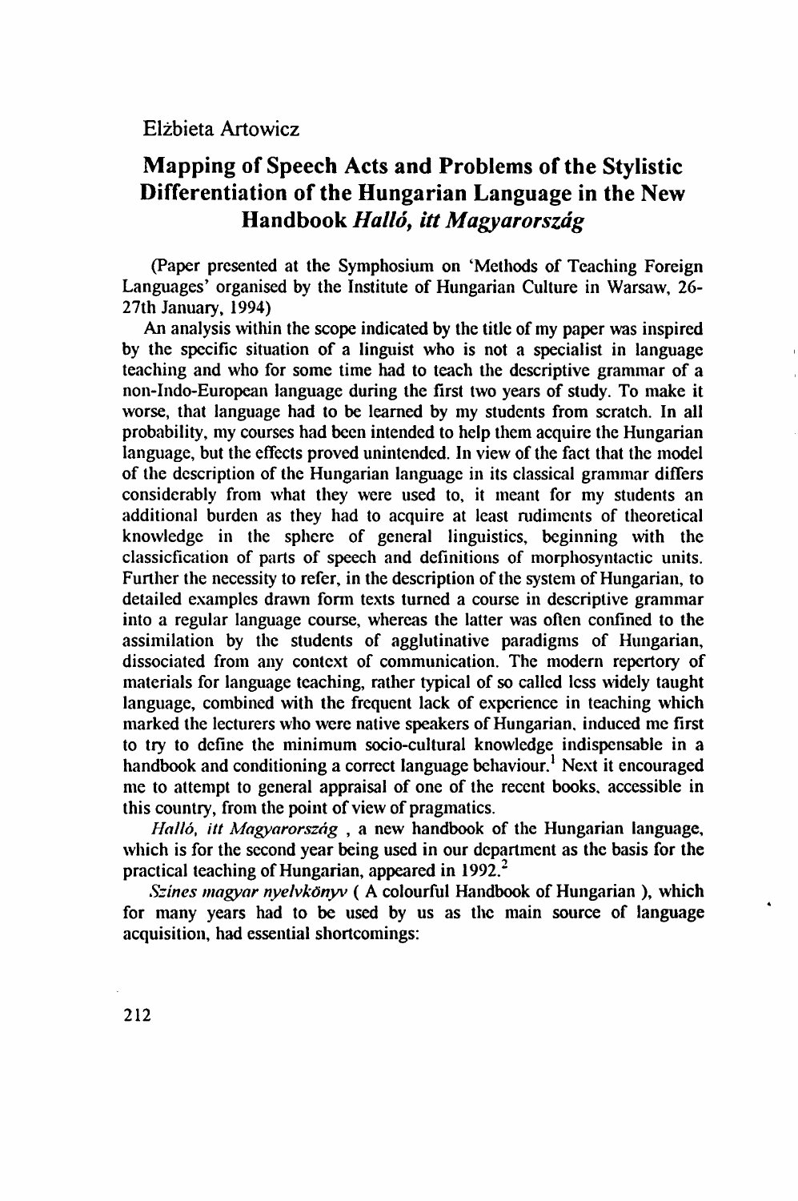Elżbieta Artowicz

# Mapping of Speech Acts and Problems of the Stylistic Differentiation of the Hungarian Language in the New Handbook *Halló, itt Magyarország*

(Paper presented at the Symphosium on 'Methods of Teaching Foreign Languages' organised by the Institute of Hungarian Culture in Warsaw, 26-27th January, 1994)

An analysis within the scope indicated by the title of my paper was inspired by the specific situation of a linguist who is not a specialist in language teaching and who for some time had to teach the descriptive grammar of a non-Indo-European language during the first two years of study. To make it worse, that language had to be learned by my students from scratch. In all probability, my courses had been intended to help them acquire the Hungarian language, but the effects proved unintended. In view of the fact that the model of the description of the Hungarian language in its classical grammar differs considerably from what they were used to, it meant for my students an additional burden as they had to acquire at least rudiments of theoretical knowledge in the sphere of general linguistics, beginning with the classicfication of parts of speech and definitions of morphosyntactic units. Further the necessity to refer, in the description of the system of Hungarian, to detailed examples drawn form texts turned a course in descriptive grammar into a regular language course, whereas the latter was often confined to the assimilation by the students of agglutinative paradigms of Hungarian, dissociated from any context of communication. The modern repertory of materials for language teaching, rather typical of so called less widely taught language, combined with the frequent lack of experience in teaching which marked the lecturers who were native speakers of Hungarian, induced me first to try to define the minimum socio-cultural knowledge indispensable in a handbook and conditioning a correct language behaviour.[1] Next it encouraged me to attempt to general appraisal of one of the recent books, accessible in this country, from the point of view of pragmatics.

*Halló, itt Magyarország* , a new handbook of the Hungarian language, which is for the second year being used in our department as the basis for the practical teaching of Hungarian, appeared in 1992.[2]

*Színes magyar nyelvkönyv* ( A colourful Handbook of Hungarian ), which for many years had to be used by us as the main source of language acquisition, had essential shortcomings: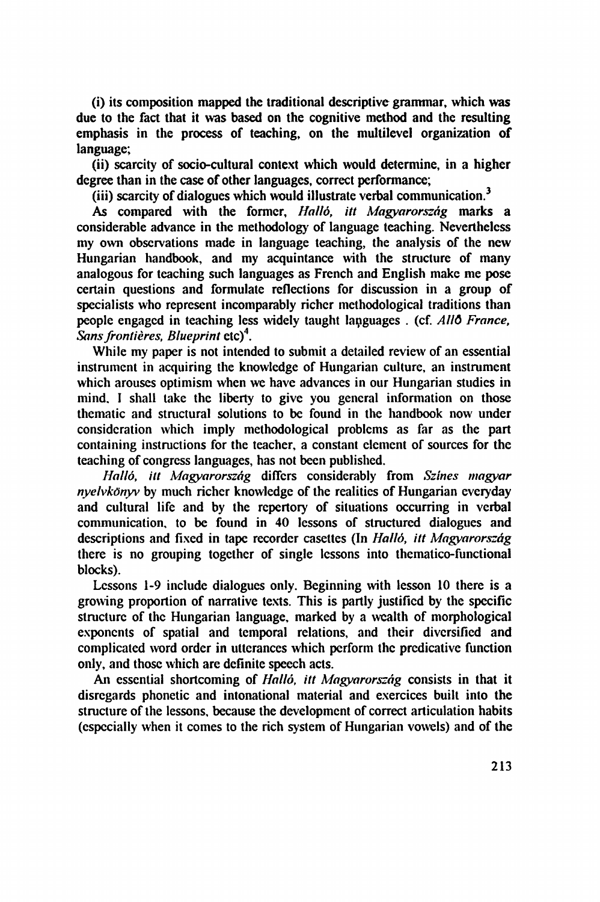(i) its composition mapped the traditional descriptive grammar, which was due to the fact that it was based on the cognitive method and the resulting emphasis in the process of teaching, on the multilevel organization of language;

(ii) scarcity of socio-cultural context which would determine, in a higher degree than in the case of other languages, correct performance;

(iii) scarcity of dialogues which would illustrate verbal communication.[3]

As compared with the former, *Halló, itt Magyarország* marks a considerable advance in the methodology of language teaching. Nevertheless my own observations made in language teaching, the analysis of the new Hungarian handbook, and my acquintance with the structure of many analogous for teaching such languages as French and English make me pose certain questions and formulate reflections for discussion in a group of specialists who represent incomparably richer methodological traditions than people engaged in teaching less widely taught languages . (cf. *Allô France, Sans frontières, Blueprint* etc)[4].

While my paper is not intended to submit a detailed review of an essential instrument in acquiring the knowledge of Hungarian culture, an instrument which arouses optimism when we have advances in our Hungarian studies in mind, I shall take the liberty to give you general information on those thematic and structural solutions to be found in the handbook now under consideration which imply methodological problems as far as the part containing instructions for the teacher, a constant element of sources for the teaching of congress languages, has not been published.

*Halló, itt Magyarország* differs considerably from *Színes magyar nyelvkönyv* by much richer knowledge of the realities of Hungarian everyday and cultural life and by the repertory of situations occurring in verbal communication, to be found in 40 lessons of structured dialogues and descriptions and fixed in tape recorder casettes (In *Halló, itt Magyarország* there is no grouping together of single lessons into thematico-functional blocks).

Lessons 1-9 include dialogues only. Beginning with lesson 10 there is a growing proportion of narrative texts. This is partly justified by the specific structure of the Hungarian language, marked by a wealth of morphological exponents of spatial and temporal relations, and their diversified and complicated word order in utterances which perform the predicative function only, and those which are definite speech acts.

An essential shortcoming of *Halló, itt Magyarország* consists in that it disregards phonetic and intonational material and exercices built into the structure of the lessons, because the development of correct articulation habits (especially when it comes to the rich system of Hungarian vowels) and of the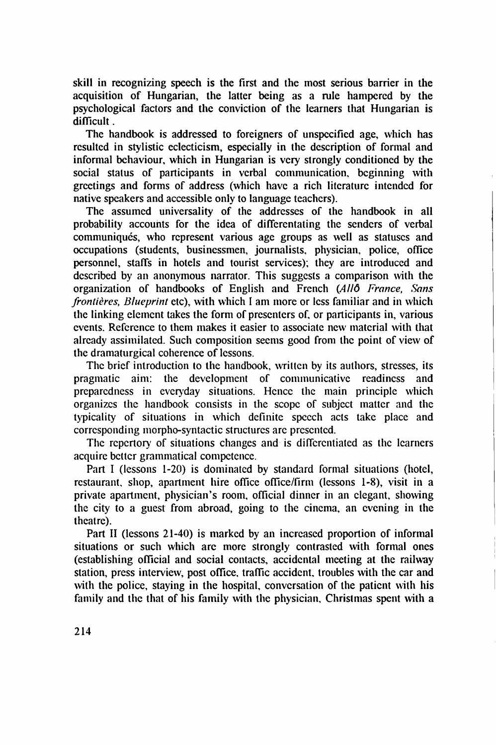skill in recognizing speech is the first and the most serious barrier in the acquisition of Hungarian, the latter being as a rule hampered by the psychological factors and the conviction of the learners that Hungarian is difficult .

The handbook is addressed to foreigners of unspecified age, which has resulted in stylistic eclecticism, especially in the description of formal and informal behaviour, which in Hungarian is very strongly conditioned by the social status of participants in verbal communication, beginning with greetings and forms of address (which have a rich literature intended for native speakers and accessible only to language teachers).

The assumed universality of the addresses of the handbook in all probability accounts for the idea of differentating the senders of verbal communiqués, who represent various age groups as well as statuses and occupations (students, businessmen, journalists, physician, police, office personnel, staffs in hotels and tourist services); they are introduced and described by an anonymous narrator. This suggests a comparison with the organization of handbooks of English and French (*Allô France, Sans frontières, Blueprint* etc), with which I am more or less familiar and in which the linking element takes the form of presenters of, or participants in, various events. Reference to them makes it easier to associate new material with that already assimilated. Such composition seems good from the point of view of the dramaturgical coherence of lessons.

The brief introduction to the handbook, written by its authors, stresses, its pragmatic aim: the development of communicative readiness and preparedness in everyday situations. Hence the main principle which organizes the handbook consists in the scope of subject matter and the typicality of situations in which definite speech acts take place and corresponding morpho-syntactic structures are presented.

The repertory of situations changes and is differentiated as the learners acquire better grammatical competence.

Part I (lessons 1-20) is dominated by standard formal situations (hotel, restaurant, shop, apartment hire office office/firm (lessons 1-8), visit in a private apartment, physician's room, official dinner in an elegant, showing the city to a guest from abroad, going to the cinema, an evening in the theatre).

Part II (lessons 21-40) is marked by an increased proportion of informal situations or such which are more strongly contrasted with formal ones (establishing official and social contacts, accidental meeting at the railway station, press interview, post office, traffic accident, troubles with the car and with the police, staying in the hospital, conversation of the patient with his family and the that of his family with the physician, Christmas spent with a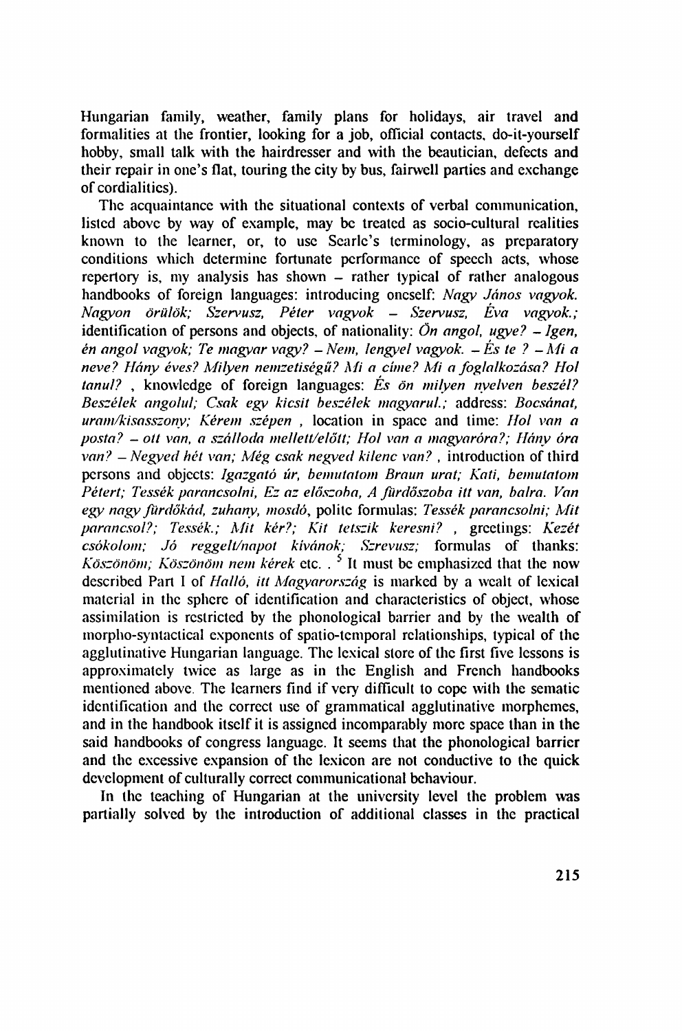Hungarian family, weather, family plans for holidays, air travel and formalities at the frontier, looking for a job, official contacts, do-it-yourself hobby, small talk with the hairdresser and with the beautician, defects and their repair in one's flat, touring the city by bus, fairwell parties and exchange of cordialities).

The acquaintance with the situational contexts of verbal communication, listed above by way of example, may be treated as socio-cultural realities known to the learner, or, to use Searle's terminology, as preparatory conditions which determine fortunate performance of speech acts, whose repertory is, my analysis has shown – rather typical of rather analogous handbooks of foreign languages: introducing oneself: *Nagy János vagyok. Nagyon örülök; Szervusz, Péter vagyok – Szervusz, Éva vagyok.;* identification of persons and objects, of nationality: *Ön angol, ugye? – Igen, én angol vagyok; Te magyar vagy? – Nem, lengyel vagyok. – És te ? – Mi a neve? Hány éves? Milyen nemzetiségű? Mi a címe? Mi a foglalkozása? Hol tanul?* , knowledge of foreign languages: *És ön milyen nyelven beszél? Beszélek angolul; Csak egy kicsit beszélek magyarul.;* address: *Bocsánat, uram/kisasszony; Kérem szépen* , location in space and time: *Hol van a posta? – ott van, a szálloda mellett/előtt; Hol van a magyaróra?; Hány óra van? – Negyed hét van; Még csak negyed kilenc van?* , introduction of third persons and objects: *Igazgató úr, bemutatom Braun urat; Kati, bemutatom Pétert; Tessék parancsolni, Ez az előszoba, A fürdőszoba itt van, balra. Van egy nagy fürdőkád, zuhany, mosdó*, polite formulas: *Tessék parancsolni; Mit parancsol?; Tessék.; Mit kér?; Kit tetszik keresni?* , greetings: *Kezét csókolom; Jó reggelt/napot kívánok; Szrevusz;* formulas of thanks: *Köszönöm; Köszönöm nem kérek* etc. .[5] It must be emphasized that the now described Part I of *Halló, itt Magyarország* is marked by a wealt of lexical material in the sphere of identification and characteristics of object, whose assimilation is restricted by the phonological barrier and by the wealth of morpho-syntactical exponents of spatio-temporal relationships, typical of the agglutinative Hungarian language. The lexical store of the first five lessons is approximately twice as large as in the English and French handbooks mentioned above. The learners find if very difficult to cope with the sematic identification and the correct use of grammatical agglutinative morphemes, and in the handbook itself it is assigned incomparably more space than in the said handbooks of congress language. It seems that the phonological barrier and the excessive expansion of the lexicon are not conductive to the quick development of culturally correct communicational behaviour.

In the teaching of Hungarian at the university level the problem was partially solved by the introduction of additional classes in the practical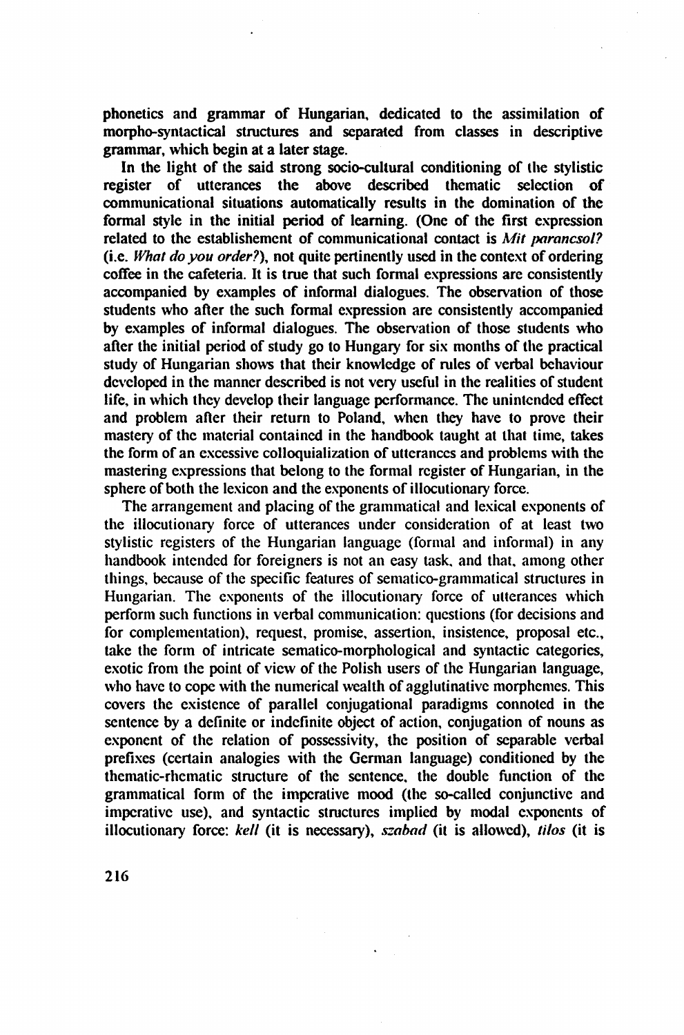phonetics and grammar of Hungarian, dedicated to the assimilation of morpho-syntactical structures and separated from classes in descriptive grammar, which begin at a later stage.

In the light of the said strong socio-cultural conditioning of the stylistic register of utterances the above described thematic selection of communicational situations automatically results in the domination of the formal style in the initial period of learning. (One of the first expression related to the establishement of communicational contact is *Mit parancsol?* (i.e. *What do you order?*), not quite pertinently used in the context of ordering coffee in the cafeteria. It is true that such formal expressions are consistently accompanied by examples of informal dialogues. The observation of those students who after the such formal expression are consistently accompanied by examples of informal dialogues. The observation of those students who after the initial period of study go to Hungary for six months of the practical study of Hungarian shows that their knowledge of rules of verbal behaviour developed in the manner described is not very useful in the realities of student life, in which they develop their language performance. The unintended effect and problem after their return to Poland, when they have to prove their mastery of the material contained in the handbook taught at that time, takes the form of an excessive colloquialization of utterances and problems with the mastering expressions that belong to the formal register of Hungarian, in the sphere of both the lexicon and the exponents of illocutionary force.

The arrangement and placing of the grammatical and lexical exponents of the illocutionary force of utterances under consideration of at least two stylistic registers of the Hungarian language (formal and informal) in any handbook intended for foreigners is not an easy task, and that, among other things, because of the specific features of sematico-grammatical structures in Hungarian. The exponents of the illocutionary force of utterances which perform such functions in verbal communication: questions (for decisions and for complementation), request, promise, assertion, insistence, proposal etc., take the form of intricate sematico-morphological and syntactic categories, exotic from the point of view of the Polish users of the Hungarian language, who have to cope with the numerical wealth of agglutinative morphemes. This covers the existence of parallel conjugational paradigms connoted in the sentence by a definite or indefinite object of action, conjugation of nouns as exponent of the relation of possessivity, the position of separable verbal prefixes (certain analogies with the German language) conditioned by the thematic-rhematic structure of the sentence, the double function of the grammatical form of the imperative mood (the so-called conjunctive and imperative use), and syntactic structures implied by modal exponents of illocutionary force: *kell* (it is necessary), *szabad* (it is allowed), *tilos* (it is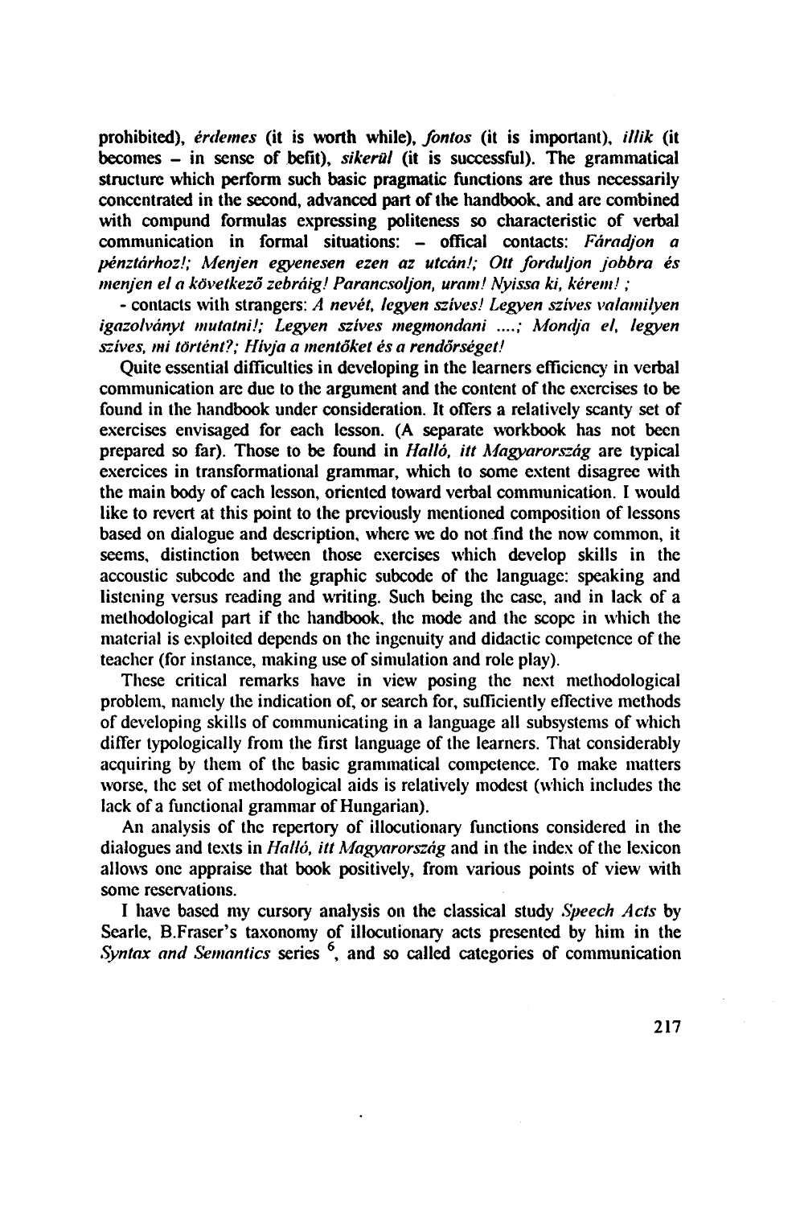prohibited), *érdemes* (it is worth while), *fontos* (it is important), *illik* (it becomes – in sense of befit), *sikerül* (it is successful). The grammatical structure which perform such basic pragmatic functions are thus necessarily concentrated in the second, advanced part of the handbook, and are combined with compund formulas expressing politeness so characteristic of verbal communication in formal situations: – offical contacts: *Fáradjon a pénztárhoz!; Menjen egyenesen ezen az utcán!; Ott forduljon jobbra és menjen el a következő zebráig! Parancsoljon, uram! Nyissa ki, kérem!* ;

- contacts with strangers: *A nevét, legyen szíves! Legyen szíves valamilyen igazolványt mutatni!; Legyen szíves megmondani ....; Mondja el, legyen szíves, mi történt?; Hívja a mentőket és a rendőrséget!*

Quite essential difficulties in developing in the learners efficiency in verbal communication are due to the argument and the content of the exercises to be found in the handbook under consideration. It offers a relatively scanty set of exercises envisaged for each lesson. (A separate workbook has not been prepared so far). Those to be found in *Halló, itt Magyarország* are typical exercices in transformational grammar, which to some extent disagree with the main body of each lesson, oriented toward verbal communication. I would like to revert at this point to the previously mentioned composition of lessons based on dialogue and description, where we do not find the now common, it seems, distinction between those exercises which develop skills in the accoustic subcode and the graphic subcode of the language: speaking and listening versus reading and writing. Such being the case, and in lack of a methodological part if the handbook, the mode and the scope in which the material is exploited depends on the ingenuity and didactic competence of the teacher (for instance, making use of simulation and role play).

These critical remarks have in view posing the next methodological problem, namely the indication of, or search for, sufficiently effective methods of developing skills of communicating in a language all subsystems of which differ typologically from the first language of the learners. That considerably acquiring by them of the basic grammatical competence. To make matters worse, the set of methodological aids is relatively modest (which includes the lack of a functional grammar of Hungarian).

An analysis of the repertory of illocutionary functions considered in the dialogues and texts in *Halló, itt Magyarország* and in the index of the lexicon allows one appraise that book positively, from various points of view with some reservations.

I have based my cursory analysis on the classical study *Speech Acts* by Searle, B.Fraser's taxonomy of illocutionary acts presented by him in the *Syntax and Semantics* series [6], and so called categories of communication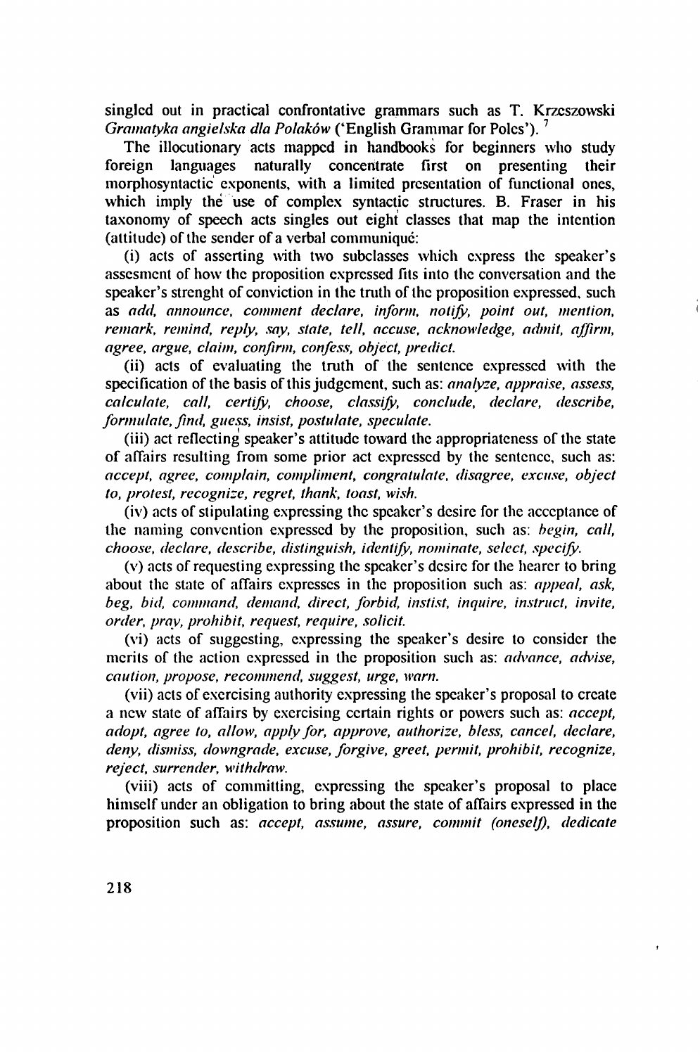singled out in practical confrontative grammars such as T. Krzeszowski *Gramatyka angielska dla Polaków* ('English Grammar for Poles'). [7]

The illocutionary acts mapped in handbooks for beginners who study foreign languages naturally concentrate first on presenting their morphosyntactic exponents, with a limited presentation of functional ones, which imply the use of complex syntactic structures. B. Fraser in his taxonomy of speech acts singles out eight classes that map the intention (attitude) of the sender of a verbal communiqué:

(i) acts of asserting with two subclasses which express the speaker's assesment of how the proposition expressed fits into the conversation and the speaker's strenght of conviction in the truth of the proposition expressed, such as *add, announce, comment declare, inform, notify, point out, mention, remark, remind, reply, say, state, tell, accuse, acknowledge, admit, affirm, agree, argue, claim, confirm, confess, object, predict.*

(ii) acts of evaluating the truth of the sentence expressed with the specification of the basis of this judgement, such as: *analyze, appraise, assess, calculate, call, certify, choose, classify, conclude, declare, describe, formulate, find, guess, insist, postulate, speculate.*

(iii) act reflecting speaker's attitude toward the appropriateness of the state of affairs resulting from some prior act expressed by the sentence, such as: *accept, agree, complain, compliment, congratulate, disagree, excuse, object to, protest, recognize, regret, thank, toast, wish.*

(iv) acts of stipulating expressing the speaker's desire for the acceptance of the naming convention expressed by the proposition, such as: *begin, call, choose, declare, describe, distinguish, identify, nominate, select, specify.*

(v) acts of requesting expressing the speaker's desire for the hearer to bring about the state of affairs expresses in the proposition such as: *appeal, ask, beg, bid, command, demand, direct, forbid, instist, inquire, instruct, invite, order, pray, prohibit, request, require, solicit.*

(vi) acts of suggesting, expressing the speaker's desire to consider the merits of the action expressed in the proposition such as: *advance, advise, caution, propose, recommend, suggest, urge, warn.*

(vii) acts of exercising authority expressing the speaker's proposal to create a new state of affairs by exercising certain rights or powers such as: *accept, adopt, agree to, allow, apply for, approve, authorize, bless, cancel, declare, deny, dismiss, downgrade, excuse, forgive, greet, permit, prohibit, recognize, reject, surrender, withdraw.*

(viii) acts of committing, expressing the speaker's proposal to place himself under an obligation to bring about the state of affairs expressed in the proposition such as: *accept, assume, assure, commit (oneself), dedicate*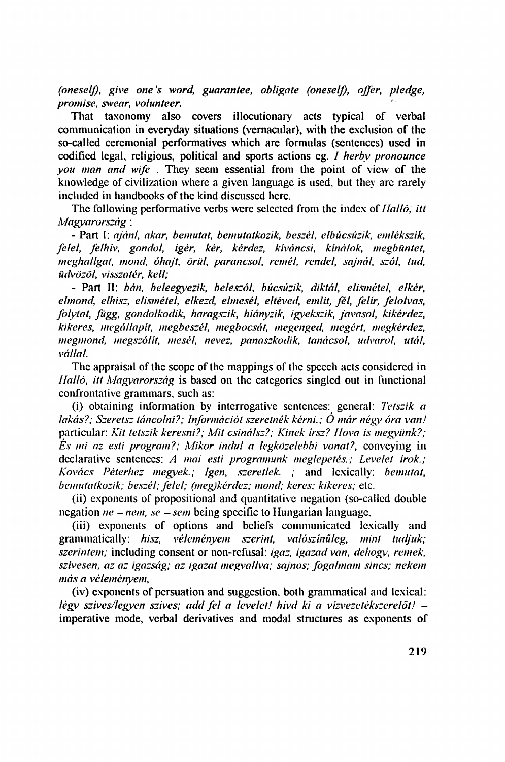*(oneself), give one's word, guarantee, obligate (oneself), offer, pledge, promise, swear, volunteer.*

That taxonomy also covers illocutionary acts typical of verbal communication in everyday situations (vernacular), with the exclusion of the so-called ceremonial performatives which are formulas (sentences) used in codified legal, religious, political and sports actions eg. *I herby pronounce you man and wife* . They seem essential from the point of view of the knowledge of civilization where a given language is used, but they are rarely included in handbooks of the kind discussed here.

The following performative verbs were selected from the index of *Halló, itt Magyarország* :

- Part I: *ajánl, akar, bemutat, bemutatkozik, beszél, elbúcsúzik, emlékszik, felel, felhív, gondol, ígér, kér, kérdez, kíváncsi, kínálok, megbüntet, meghallgat, mond, óhajt, örül, parancsol, remél, rendel, sajnál, szól, tud, üdvözöl, visszatér, kell;*

- Part II: *bán, beleegyezik, beleszól, búcsúzik, diktál, elismétel, elkér, elmond, elhisz, elismétel, elkezd, elmesél, eltéved, említ, fél, felír, felolvas, folytat, függ, gondolkodik, haragszik, hiányzik, igyekszik, javasol, kikérdez, kikeres, megállapít, megbeszél, megbocsát, megenged, megért, megkérdez, megmond, megszólít, mesél, nevez, panaszkodik, tanácsol, udvarol, utál, vállal.*

The appraisal of the scope of the mappings of the speech acts considered in *Halló, itt Magyarország* is based on the categories singled out in functional confrontative grammars, such as:

(i) obtaining information by interrogative sentences: general: *Tetszik a lakás?; Szeretsz táncolni?; Információt szeretnék kérni.; Ó már négy óra van!* particular: *Kit tetszik keresni?; Mit csinálsz?; Kinek írsz? Hova is megyünk?; És mi az esti program?; Mikor indul a legközelebbi vonat?*, conveying in declarative sentences: *A mai esti programunk meglepetés.; Levelet írok.; Kovács Péterhez megyek.; Igen, szeretlek. ;* and lexically: *bemutat, bemutatkozik; beszél; felel; (meg)kérdez; mond; keres; kikeres;* etc.

(ii) exponents of propositional and quantitative negation (so-called double negation *ne – nem, se – sem* being specific to Hungarian language,

(iii) exponents of options and beliefs communicated lexically and grammatically: *hisz, véleményem szerint, valószínűleg, mint tudjuk; szerintem;* including consent or non-refusal: *igaz, igazad van, dehogy, remek, szívesen, az az igazság; az igazat megvallva; sajnos; fogalmam sincs; nekem más a véleményem,*

(iv) exponents of persuation and suggestion, both grammatical and lexical: *légy szíves/legyen szíves; add fel a levelet! hívd ki a vízvezetékszerelőt!* – imperative mode, verbal derivatives and modal structures as exponents of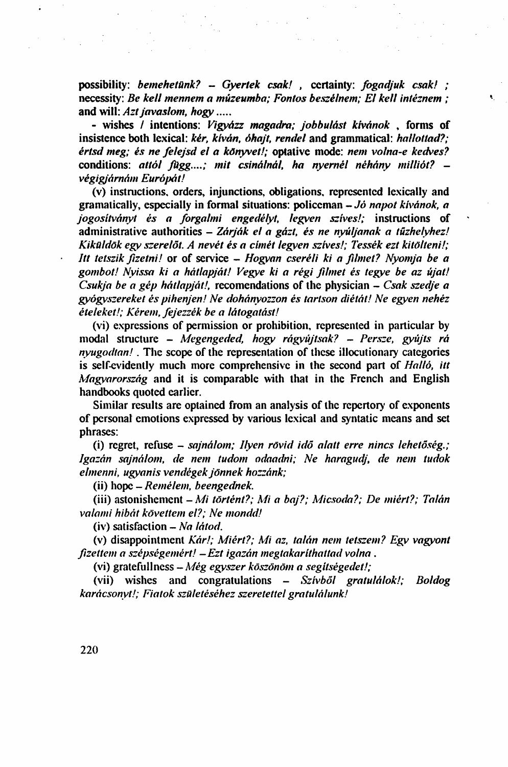**possibility:** ***bemehetünk? – Gyertek csak!*** , **certainty:** ***fogadjuk csak!*** ; **necessity:** ***Be kell mennem a múzeumba; Fontos beszélnem; El kell intéznem*** ; **and will:** *Azt javaslom, hogy .....*

**- wishes / intentions:** ***Vigyázz magadra; jobbulást kívánok*** , **forms of insistence both lexical:** ***kér, kíván, óhajt, rendel*** **and grammatical:** ***hallottad?; értsd meg; és ne felejsd el a könyvet!;*** **optative mode:** ***nem volna-e kedves?*** **conditions:** ***attól függ....; mit csinálnál, ha nyernél néhány milliót? – végigjárnám Európát!***

**(v) instructions, orders, injunctions, obligations, represented lexically and gramatically, especially in formal situations: policeman –** ***Jó napot kívánok, a jogosítványt és a forgalmi engedélyt, legyen szíves!;*** **instructions of administrative authorities –** ***Zárják el a gázt, és ne nyúljanak a tűzhelyhez! Kiküldök egy szerelőt. A nevét és a címét legyen szíves!; Tessék ezt kitölteni!; Itt tetszik fizetni!*** **or of service –** ***Hogyan cseréli ki a filmet? Nyomja be a gombot! Nyissa ki a hátlapját! Vegye ki a régi filmet és tegye be az újat! Csukja be a gép hátlapját!,*** **recomendations of the physician –** ***Csak szedje a gyógyszereket és pihenjen! Ne dohányozzon és tartson diétát! Ne egyen nehéz ételeket!; Kérem, fejezzék be a látogatást!***

**(vi) expressions of permission or prohibition, represented in particular by modal structure –** ***Megengeded, hogy rágyújtsak? – Persze, gyújts rá nyugodtan!*** **. The scope of the representation of these illocutionary categories is self-evidently much more comprehensive in the second part of** ***Halló, itt Magyarország*** **and it is comparable with that in the French and English handbooks quoted earlier.**

**Similar results are optained from an analysis of the repertory of exponents of personal emotions expressed by various lexical and syntatic means and set phrases:**

**(i) regret, refuse –** ***sajnálom; Ilyen rövid idő alatt erre nincs lehetőség.; Igazán sajnálom, de nem tudom odaadni; Ne haragudj, de nem tudok elmenni, ugyanis vendégek jönnek hozzánk;***

**(ii) hope –** ***Remélem, beengednek.***

**(iii) astonishement –** ***Mi történt?; Mi a baj?; Micsoda?; De miért?; Talán valami hibát követtem el?; Ne mondd!***

**(iv) satisfaction –** ***Na látod.***

**(v) disappointment** ***Kár!; Miért?; Mi az, talán nem tetszem? Egy vagyont fizettem a szépségemért! – Ezt igazán megtakaríthattad volna .***

**(vi) gratefullness –** ***Még egyszer köszönöm a segítségedet!;***

**(vii) wishes and congratulations –** ***Szívből gratulálok!; Boldog karácsonyt!; Fiatok születéséhez szeretettel gratulálunk!***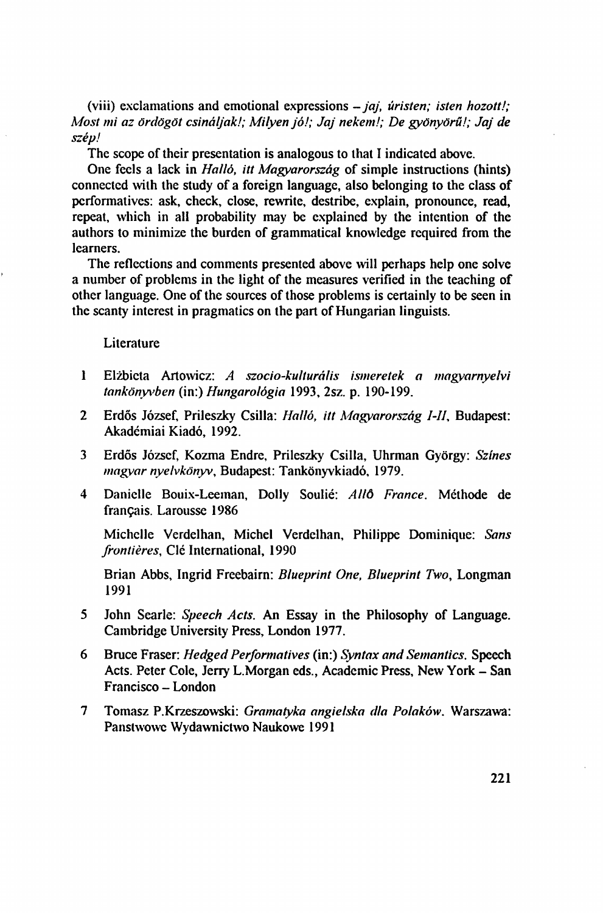(viii) exclamations and emotional expressions – *jaj, úristen; isten hozott!; Most mi az ördögöt csináljak!; Milyen jó!; Jaj nekem!; De gyönyörű!; Jaj de szép!*

The scope of their presentation is analogous to that I indicated above.

One feels a lack in *Halló, itt Magyarország* of simple instructions (hints) connected with the study of a foreign language, also belonging to the class of performatives: ask, check, close, rewrite, destribe, explain, pronounce, read, repeat, which in all probability may be explained by the intention of the authors to minimize the burden of grammatical knowledge required from the learners.

The reflections and comments presented above will perhaps help one solve a number of problems in the light of the measures verified in the teaching of other language. One of the sources of those problems is certainly to be seen in the scanty interest in pragmatics on the part of Hungarian linguists.

Literature

1 Elżbieta Artowicz: *A szocio-kulturális ismeretek a magyarnyelvi tankönyvben* (in:) *Hungarológia* 1993, 2sz. p. 190-199.

2 Erdős József, Prileszky Csilla: *Halló, itt Magyarország I-II*, Budapest: Akadémiai Kiadó, 1992.

3 Erdős József, Kozma Endre, Prileszky Csilla, Uhrman György: *Színes magyar nyelvkönyv*, Budapest: Tankönyvkiadó, 1979.

4 Danielle Bouix-Leeman, Dolly Soulié: *Allô France*. Méthode de français. Larousse 1986

Michelle Verdelhan, Michel Verdelhan, Philippe Dominique: *Sans frontières*, Clé International, 1990

Brian Abbs, Ingrid Freebairn: *Blueprint One, Blueprint Two*, Longman 1991

5 John Searle: *Speech Acts*. An Essay in the Philosophy of Language. Cambridge University Press, London 1977.

6 Bruce Fraser: *Hedged Performatives* (in:) *Syntax and Semantics*. Speech Acts. Peter Cole, Jerry L.Morgan eds., Academic Press, New York – San Francisco – London

7 Tomasz P.Krzeszowski: *Gramatyka angielska dla Polaków*. Warszawa: Panstwowe Wydawnictwo Naukowe 1991